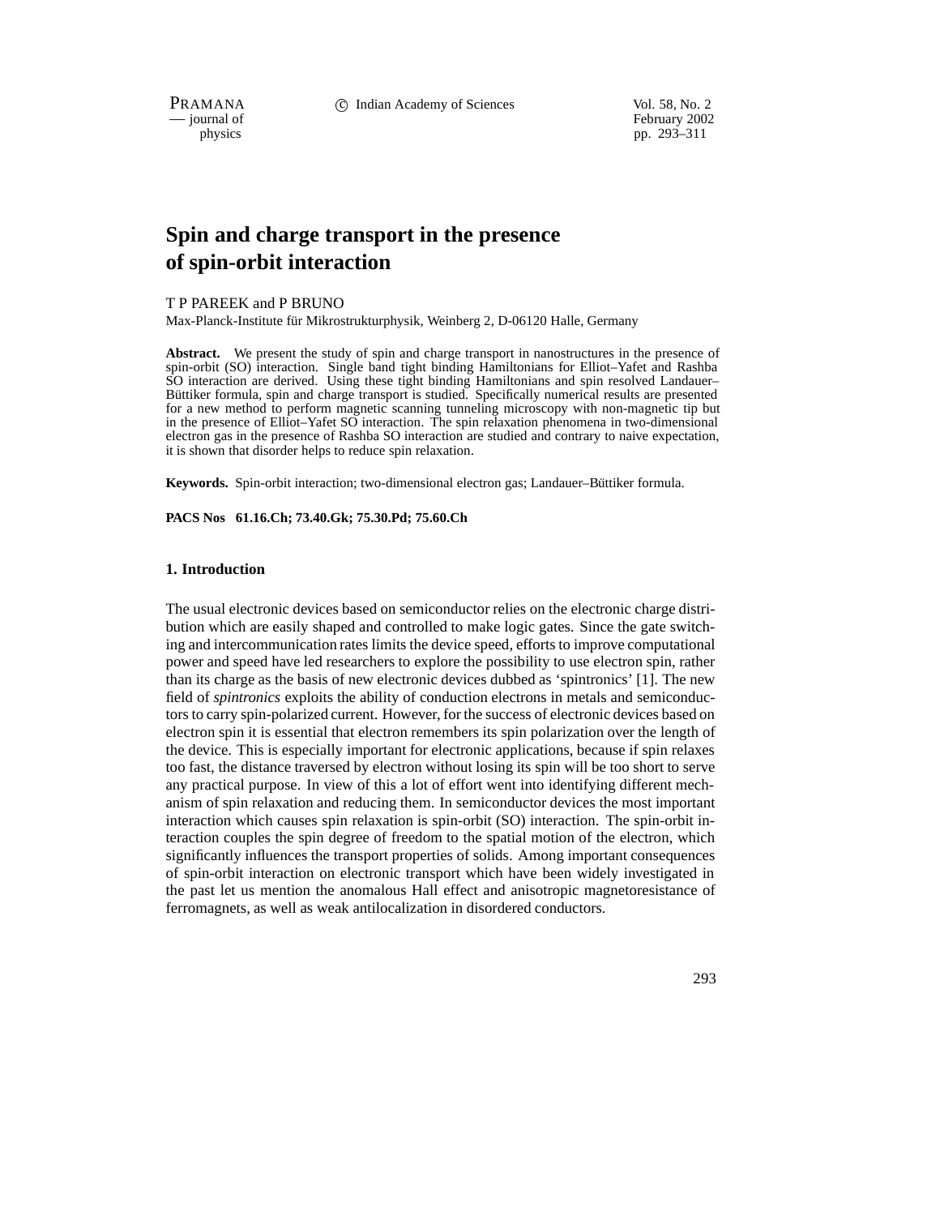# Spin and charge transport in the presence of spin-orbit interaction

T P PAREEK and P BRUNO

Max-Planck-Institute für Mikrostrukturphysik, Weinberg 2, D-06120 Halle, Germany

**Abstract.** We present the study of spin and charge transport in nanostructures in the presence of spin-orbit (SO) interaction. Single band tight binding Hamiltonians for Elliot–Yafet and Rashba SO interaction are derived. Using these tight binding Hamiltonians and spin resolved Landauer–Büttiker formula, spin and charge transport is studied. Specifically numerical results are presented for a new method to perform magnetic scanning tunneling microscopy with non-magnetic tip but in the presence of Elliot–Yafet SO interaction. The spin relaxation phenomena in two-dimensional electron gas in the presence of Rashba SO interaction are studied and contrary to naive expectation, it is shown that disorder helps to reduce spin relaxation.

**Keywords.** Spin-orbit interaction; two-dimensional electron gas; Landauer–Büttiker formula.

**PACS Nos 61.16.Ch; 73.40.Gk; 75.30.Pd; 75.60.Ch**

## 1. Introduction

The usual electronic devices based on semiconductor relies on the electronic charge distribution which are easily shaped and controlled to make logic gates. Since the gate switching and intercommunication rates limits the device speed, efforts to improve computational power and speed have led researchers to explore the possibility to use electron spin, rather than its charge as the basis of new electronic devices dubbed as 'spintronics' [1]. The new field of *spintronics* exploits the ability of conduction electrons in metals and semiconductors to carry spin-polarized current. However, for the success of electronic devices based on electron spin it is essential that electron remembers its spin polarization over the length of the device. This is especially important for electronic applications, because if spin relaxes too fast, the distance traversed by electron without losing its spin will be too short to serve any practical purpose. In view of this a lot of effort went into identifying different mechanism of spin relaxation and reducing them. In semiconductor devices the most important interaction which causes spin relaxation is spin-orbit (SO) interaction. The spin-orbit interaction couples the spin degree of freedom to the spatial motion of the electron, which significantly influences the transport properties of solids. Among important consequences of spin-orbit interaction on electronic transport which have been widely investigated in the past let us mention the anomalous Hall effect and anisotropic magnetoresistance of ferromagnets, as well as weak antilocalization in disordered conductors.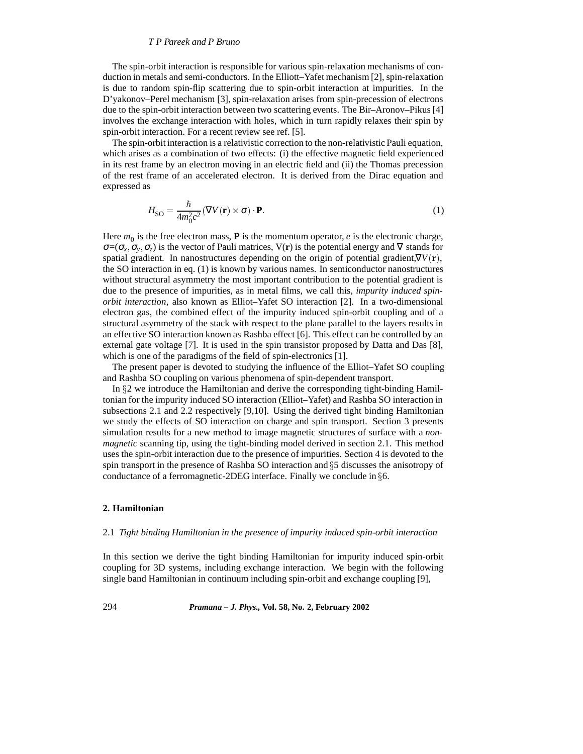The spin-orbit interaction is responsible for various spin-relaxation mechanisms of conduction in metals and semi-conductors. In the Elliott–Yafet mechanism [2], spin-relaxation is due to random spin-flip scattering due to spin-orbit interaction at impurities. In the D'yakonov–Perel mechanism [3], spin-relaxation arises from spin-precession of electrons due to the spin-orbit interaction between two scattering events. The Bir–Aronov–Pikus [4] involves the exchange interaction with holes, which in turn rapidly relaxes their spin by spin-orbit interaction. For a recent review see ref. [5].

The spin-orbit interaction is a relativistic correction to the non-relativistic Pauli equation, which arises as a combination of two effects: (i) the effective magnetic field experienced in its rest frame by an electron moving in an electric field and (ii) the Thomas precession of the rest frame of an accelerated electron. It is derived from the Dirac equation and expressed as

$$H_{\rm SO} = \frac{\hbar}{4m_0^2c^2}(\nabla V(\mathbf{r}) \times \sigma) \cdot \mathbf{P}. \tag{1}$$

Here $m_0$ is the free electron mass, $\mathbf{P}$ is the momentum operator, $e$ is the electronic charge, $\sigma$=($\sigma_x, \sigma_y, \sigma_z$) is the vector of Pauli matrices, V($\mathbf{r}$) is the potential energy and $\nabla$ stands for spatial gradient. In nanostructures depending on the origin of potential gradient,$\nabla V(\mathbf{r})$, the SO interaction in eq. (1) is known by various names. In semiconductor nanostructures without structural asymmetry the most important contribution to the potential gradient is due to the presence of impurities, as in metal films, we call this, *impurity induced spin-orbit interaction*, also known as Elliot–Yafet SO interaction [2]. In a two-dimensional electron gas, the combined effect of the impurity induced spin-orbit coupling and of a structural asymmetry of the stack with respect to the plane parallel to the layers results in an effective SO interaction known as Rashba effect [6]. This effect can be controlled by an external gate voltage [7]. It is used in the spin transistor proposed by Datta and Das [8], which is one of the paradigms of the field of spin-electronics [1].

The present paper is devoted to studying the influence of the Elliot–Yafet SO coupling and Rashba SO coupling on various phenomena of spin-dependent transport.

In §2 we introduce the Hamiltonian and derive the corresponding tight-binding Hamiltonian for the impurity induced SO interaction (Elliot–Yafet) and Rashba SO interaction in subsections 2.1 and 2.2 respectively [9,10]. Using the derived tight binding Hamiltonian we study the effects of SO interaction on charge and spin transport. Section 3 presents simulation results for a new method to image magnetic structures of surface with a *non-magnetic* scanning tip, using the tight-binding model derived in section 2.1. This method uses the spin-orbit interaction due to the presence of impurities. Section 4 is devoted to the spin transport in the presence of Rashba SO interaction and §5 discusses the anisotropy of conductance of a ferromagnetic-2DEG interface. Finally we conclude in §6.

## 2. Hamiltonian

### 2.1 *Tight binding Hamiltonian in the presence of impurity induced spin-orbit interaction*

In this section we derive the tight binding Hamiltonian for impurity induced spin-orbit coupling for 3D systems, including exchange interaction. We begin with the following single band Hamiltonian in continuum including spin-orbit and exchange coupling [9],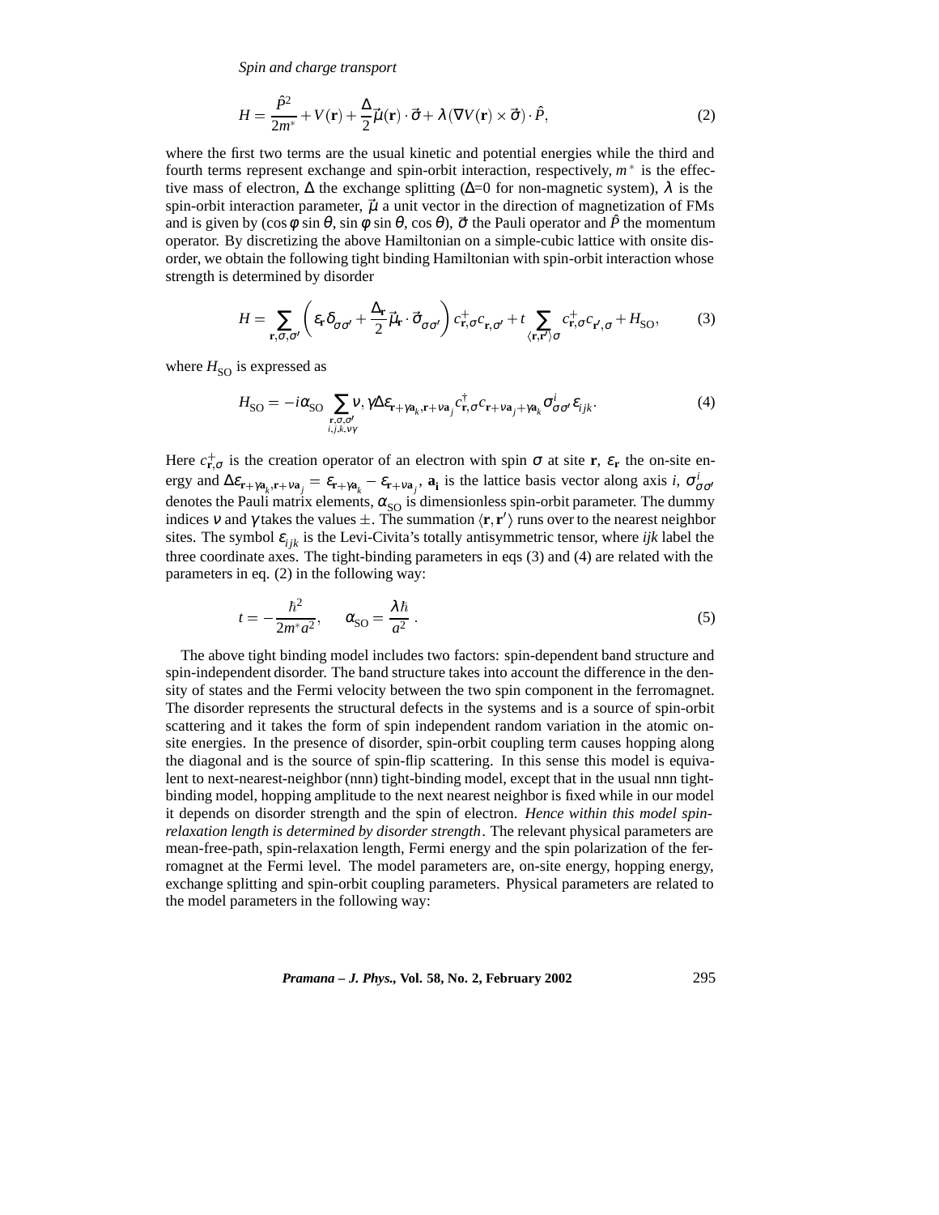$$H = \frac{\hat{P}^2}{2m^*} + V(\mathbf{r}) + \frac{\Delta}{2}\vec{\mu}(\mathbf{r})\cdot\vec{\sigma} + \lambda(\nabla V(\mathbf{r})\times\vec{\sigma})\cdot\hat{P}, \tag{2}$$

where the first two terms are the usual kinetic and potential energies while the third and fourth terms represent exchange and spin-orbit interaction, respectively, $m^*$ is the effective mass of electron, $\Delta$ the exchange splitting ($\Delta$=0 for non-magnetic system), $\lambda$ is the spin-orbit interaction parameter, $\vec{\mu}$ a unit vector in the direction of magnetization of FMs and is given by ($\cos\phi\sin\theta$, $\sin\phi\sin\theta$, $\cos\theta$), $\vec{\sigma}$ the Pauli operator and $\hat{P}$ the momentum operator. By discretizing the above Hamiltonian on a simple-cubic lattice with onsite disorder, we obtain the following tight binding Hamiltonian with spin-orbit interaction whose strength is determined by disorder

$$H = \sum_{\mathbf{r},\sigma,\sigma'}\left(\varepsilon_{\mathbf{r}}\delta_{\sigma\sigma'} + \frac{\Delta_{\mathbf{r}}}{2}\vec{\mu}_{\mathbf{r}}\cdot\vec{\sigma}_{\sigma\sigma'}\right)c^{+}_{\mathbf{r},\sigma}c_{\mathbf{r},\sigma'} + t\sum_{\langle\mathbf{r},\mathbf{r}'\rangle\sigma}c^{+}_{\mathbf{r},\sigma}c_{\mathbf{r}',\sigma} + H_{\mathrm{SO}}, \tag{3}$$

where $H_{\mathrm{SO}}$ is expressed as

$$H_{\mathrm{SO}} = -i\alpha_{\mathrm{SO}}\sum_{\substack{\mathbf{r},\sigma,\sigma'\\ i,j,k,\nu\gamma}}\nu,\gamma\Delta\varepsilon_{\mathbf{r}+\gamma\mathbf{a}_k,\mathbf{r}+\nu\mathbf{a}_j}c^{\dagger}_{\mathbf{r},\sigma}c_{\mathbf{r}+\nu\mathbf{a}_j+\gamma\mathbf{a}_k}\sigma^{i}_{\sigma\sigma'}\varepsilon_{ijk}. \tag{4}$$

Here $c^{+}_{\mathbf{r},\sigma}$ is the creation operator of an electron with spin $\sigma$ at site $\mathbf{r}$, $\varepsilon_{\mathbf{r}}$ the on-site energy and $\Delta\varepsilon_{\mathbf{r}+\gamma\mathbf{a}_k,\mathbf{r}+\nu\mathbf{a}_j} = \varepsilon_{\mathbf{r}+\gamma\mathbf{a}_k} - \varepsilon_{\mathbf{r}+\nu\mathbf{a}_j}$, $\mathbf{a_i}$ is the lattice basis vector along axis $i$, $\sigma^{i}_{\sigma\sigma'}$ denotes the Pauli matrix elements, $\alpha_{\mathrm{SO}}$ is dimensionless spin-orbit parameter. The dummy indices $\nu$ and $\gamma$ takes the values $\pm$. The summation $\langle\mathbf{r},\mathbf{r}'\rangle$ runs over to the nearest neighbor sites. The symbol $\varepsilon_{ijk}$ is the Levi-Civita's totally antisymmetric tensor, where *ijk* label the three coordinate axes. The tight-binding parameters in eqs (3) and (4) are related with the parameters in eq. (2) in the following way:

$$t = -\frac{\hbar^2}{2m^*a^2}, \qquad \alpha_{\mathrm{SO}} = \frac{\lambda\hbar}{a^2}\,. \tag{5}$$

The above tight binding model includes two factors: spin-dependent band structure and spin-independent disorder. The band structure takes into account the difference in the density of states and the Fermi velocity between the two spin component in the ferromagnet. The disorder represents the structural defects in the systems and is a source of spin-orbit scattering and it takes the form of spin independent random variation in the atomic onsite energies. In the presence of disorder, spin-orbit coupling term causes hopping along the diagonal and is the source of spin-flip scattering. In this sense this model is equivalent to next-nearest-neighbor (nnn) tight-binding model, except that in the usual nnn tight-binding model, hopping amplitude to the next nearest neighbor is fixed while in our model it depends on disorder strength and the spin of electron. *Hence within this model spin-relaxation length is determined by disorder strength*. The relevant physical parameters are mean-free-path, spin-relaxation length, Fermi energy and the spin polarization of the ferromagnet at the Fermi level. The model parameters are, on-site energy, hopping energy, exchange splitting and spin-orbit coupling parameters. Physical parameters are related to the model parameters in the following way: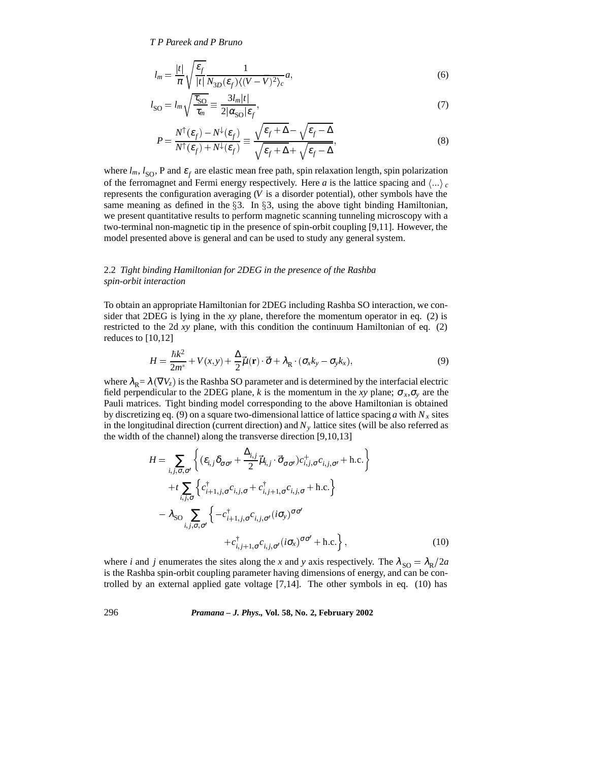$$l_m = \frac{|t|}{\pi}\sqrt{\frac{\varepsilon_f}{|t|}}\frac{1}{N_{3D}(\varepsilon_f)\langle(V-\bar{V})^2\rangle_c}a, \tag{6}$$

$$l_{\rm SO} = l_m\sqrt{\frac{\tau_{\rm SO}}{\tau_m}} \equiv \frac{3l_m|t|}{2|\alpha_{\rm SO}|\varepsilon_f}, \tag{7}$$

$$P = \frac{N^{\uparrow}(\varepsilon_f) - N^{\downarrow}(\varepsilon_f)}{N^{\uparrow}(\varepsilon_f) + N^{\downarrow}(\varepsilon_f)} \equiv \frac{\sqrt{\varepsilon_f+\Delta} - \sqrt{\varepsilon_f-\Delta}}{\sqrt{\varepsilon_f+\Delta} + \sqrt{\varepsilon_f-\Delta}}, \tag{8}$$

where $l_m$, $l_{\rm SO}$, P and $\varepsilon_f$ are elastic mean free path, spin relaxation length, spin polarization of the ferromagnet and Fermi energy respectively. Here $a$ is the lattice spacing and $\langle ...\rangle_c$ represents the configuration averaging ($V$ is a disorder potential), other symbols have the same meaning as defined in the §3. In §3, using the above tight binding Hamiltonian, we present quantitative results to perform magnetic scanning tunneling microscopy with a two-terminal non-magnetic tip in the presence of spin-orbit coupling [9,11]. However, the model presented above is general and can be used to study any general system.

### 2.2 *Tight binding Hamiltonian for 2DEG in the presence of the Rashba spin-orbit interaction*

To obtain an appropriate Hamiltonian for 2DEG including Rashba SO interaction, we consider that 2DEG is lying in the *xy* plane, therefore the momentum operator in eq. (2) is restricted to the 2d *xy* plane, with this condition the continuum Hamiltonian of eq. (2) reduces to [10,12]

$$H = \frac{\hbar k^2}{2m^*} + V(x,y) + \frac{\Delta}{2}\vec{\mu}(\mathbf{r})\cdot\vec{\sigma} + \lambda_{\rm R}\cdot(\sigma_x k_y - \sigma_y k_x), \tag{9}$$

where $\lambda_{\rm R} = \lambda\langle\nabla V_z\rangle$ is the Rashba SO parameter and is determined by the interfacial electric field perpendicular to the 2DEG plane, $k$ is the momentum in the *xy* plane; $\sigma_x, \sigma_y$ are the Pauli matrices. Tight binding model corresponding to the above Hamiltonian is obtained by discretizing eq. (9) on a square two-dimensional lattice of lattice spacing $a$ with $N_x$ sites in the longitudinal direction (current direction) and $N_y$ lattice sites (will be also referred as the width of the channel) along the transverse direction [9,10,13]

$$\begin{aligned}
H = &\sum_{i,j,\sigma,\sigma'}\left\{(\varepsilon_{i,j}\delta_{\sigma\sigma'} + \frac{\Delta_{i,j}}{2}\vec{\mu}_{i,j}\cdot\vec{\sigma}_{\sigma\sigma'})c^{+}_{i,j,\sigma}c_{i,j,\sigma'} + \text{h.c.}\right\}\\
&+t\sum_{i,j,\sigma}\left\{c^{\dagger}_{i+1,j,\sigma}c_{i,j,\sigma} + c^{\dagger}_{i,j+1,\sigma}c_{i,j,\sigma} + \text{h.c.}\right\}\\
&-\lambda_{\rm SO}\sum_{i,j,\sigma,\sigma'}\left\{-c^{\dagger}_{i+1,j,\sigma}c_{i,j,\sigma'}(i\sigma_y)^{\sigma\sigma'}\right.\\
&\qquad\qquad\left. + c^{\dagger}_{i,j+1,\sigma}c_{i,j,\sigma'}(i\sigma_x)^{\sigma\sigma'} + \text{h.c.}\right\},
\end{aligned} \tag{10}$$

where $i$ and $j$ enumerates the sites along the $x$ and $y$ axis respectively. The $\lambda_{\rm SO} = \lambda_{\rm R}/2a$ is the Rashba spin-orbit coupling parameter having dimensions of energy, and can be controlled by an external applied gate voltage [7,14]. The other symbols in eq. (10) has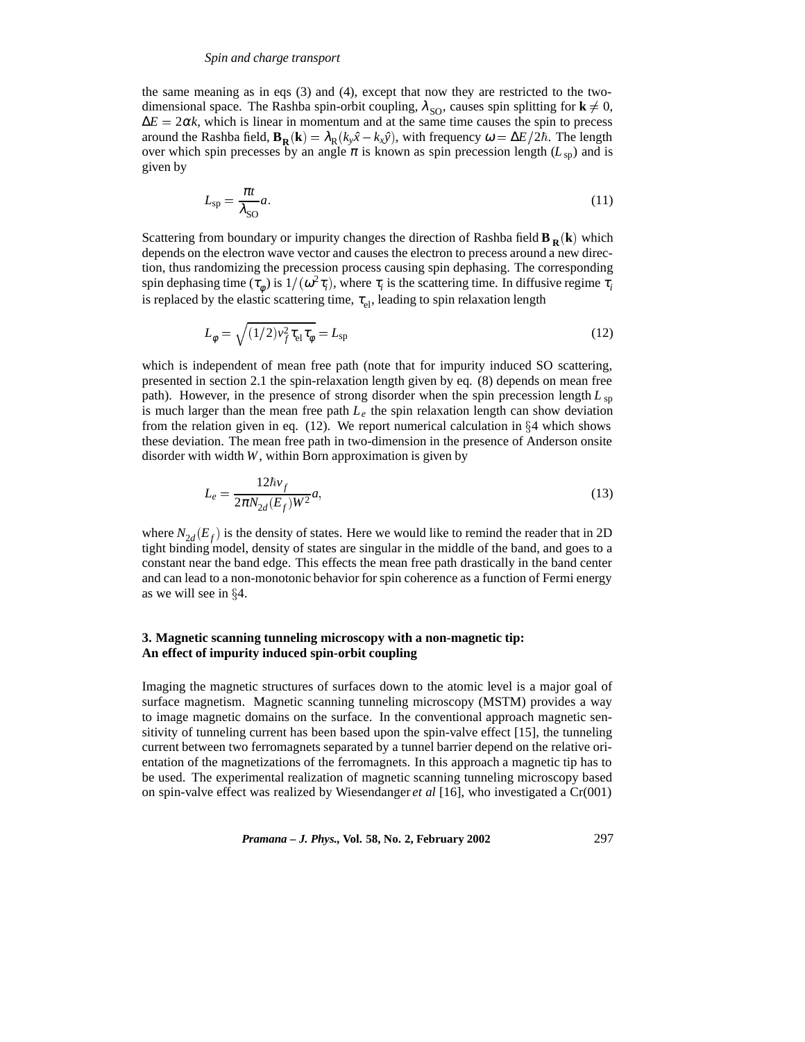the same meaning as in eqs (3) and (4), except that now they are restricted to the two-dimensional space. The Rashba spin-orbit coupling, $\lambda_{\rm SO}$, causes spin splitting for $\mathbf{k} \neq 0$, $\Delta E = 2\alpha k$, which is linear in momentum and at the same time causes the spin to precess around the Rashba field, $\mathbf{B_R}(\mathbf{k}) = \lambda_{\rm R}(k_y\hat{x} - k_x\hat{y})$, with frequency $\omega = \Delta E/2\hbar$. The length over which spin precesses by an angle $\pi$ is known as spin precession length ($L_{\rm sp}$) and is given by

$$L_{\rm sp} = \frac{\pi t}{\lambda_{\rm SO}} a. \tag{11}$$

Scattering from boundary or impurity changes the direction of Rashba field $\mathbf{B_R}(\mathbf{k})$ which depends on the electron wave vector and causes the electron to precess around a new direction, thus randomizing the precession process causing spin dephasing. The corresponding spin dephasing time ($\tau_\phi$) is $1/(\omega^2\tau_i)$, where $\tau_i$ is the scattering time. In diffusive regime $\tau_i$ is replaced by the elastic scattering time, $\tau_{\rm el}$, leading to spin relaxation length

$$L_\phi = \sqrt{(1/2)v_f^2\tau_{\rm el}\tau_\phi} = L_{\rm sp} \tag{12}$$

which is independent of mean free path (note that for impurity induced SO scattering, presented in section 2.1 the spin-relaxation length given by eq. (8) depends on mean free path). However, in the presence of strong disorder when the spin precession length $L_{\rm sp}$ is much larger than the mean free path $L_e$ the spin relaxation length can show deviation from the relation given in eq. (12). We report numerical calculation in §4 which shows these deviation. The mean free path in two-dimension in the presence of Anderson onsite disorder with width $W$, within Born approximation is given by

$$L_e = \frac{12\hbar v_f}{2\pi N_{2d}(E_f)W^2} a, \tag{13}$$

where $N_{2d}(E_f)$ is the density of states. Here we would like to remind the reader that in 2D tight binding model, density of states are singular in the middle of the band, and goes to a constant near the band edge. This effects the mean free path drastically in the band center and can lead to a non-monotonic behavior for spin coherence as a function of Fermi energy as we will see in §4.

## 3. Magnetic scanning tunneling microscopy with a non-magnetic tip: An effect of impurity induced spin-orbit coupling

Imaging the magnetic structures of surfaces down to the atomic level is a major goal of surface magnetism. Magnetic scanning tunneling microscopy (MSTM) provides a way to image magnetic domains on the surface. In the conventional approach magnetic sensitivity of tunneling current has been based upon the spin-valve effect [15], the tunneling current between two ferromagnets separated by a tunnel barrier depend on the relative orientation of the magnetizations of the ferromagnets. In this approach a magnetic tip has to be used. The experimental realization of magnetic scanning tunneling microscopy based on spin-valve effect was realized by Wiesendanger *et al* [16], who investigated a Cr(001)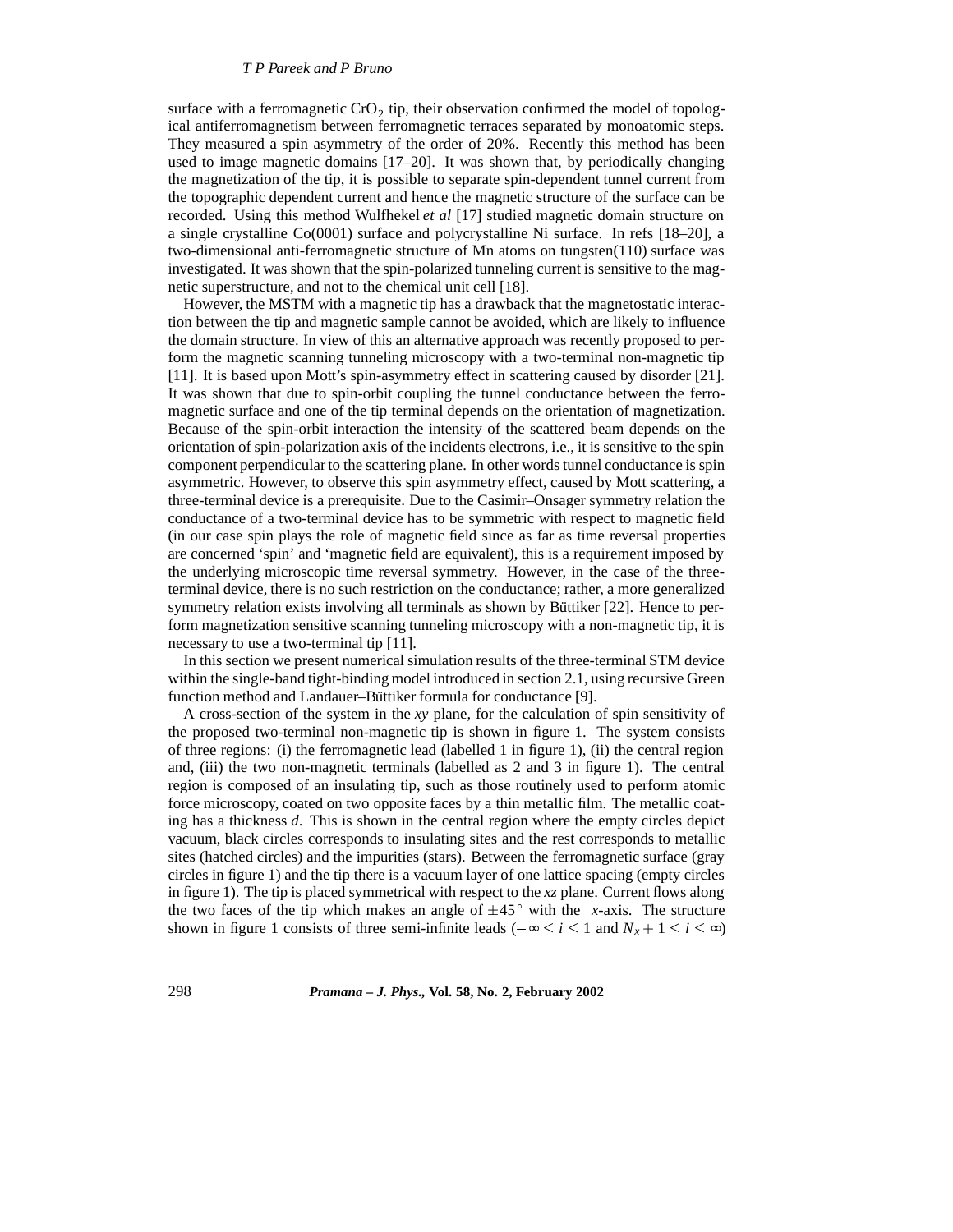surface with a ferromagnetic $CrO_2$ tip, their observation confirmed the model of topological antiferromagnetism between ferromagnetic terraces separated by monoatomic steps. They measured a spin asymmetry of the order of 20%. Recently this method has been used to image magnetic domains [17–20]. It was shown that, by periodically changing the magnetization of the tip, it is possible to separate spin-dependent tunnel current from the topographic dependent current and hence the magnetic structure of the surface can be recorded. Using this method Wulfhekel *et al* [17] studied magnetic domain structure on a single crystalline Co(0001) surface and polycrystalline Ni surface. In refs [18–20], a two-dimensional anti-ferromagnetic structure of Mn atoms on tungsten(110) surface was investigated. It was shown that the spin-polarized tunneling current is sensitive to the magnetic superstructure, and not to the chemical unit cell [18].

However, the MSTM with a magnetic tip has a drawback that the magnetostatic interaction between the tip and magnetic sample cannot be avoided, which are likely to influence the domain structure. In view of this an alternative approach was recently proposed to perform the magnetic scanning tunneling microscopy with a two-terminal non-magnetic tip [11]. It is based upon Mott's spin-asymmetry effect in scattering caused by disorder [21]. It was shown that due to spin-orbit coupling the tunnel conductance between the ferromagnetic surface and one of the tip terminal depends on the orientation of magnetization. Because of the spin-orbit interaction the intensity of the scattered beam depends on the orientation of spin-polarization axis of the incidents electrons, i.e., it is sensitive to the spin component perpendicular to the scattering plane. In other words tunnel conductance is spin asymmetric. However, to observe this spin asymmetry effect, caused by Mott scattering, a three-terminal device is a prerequisite. Due to the Casimir–Onsager symmetry relation the conductance of a two-terminal device has to be symmetric with respect to magnetic field (in our case spin plays the role of magnetic field since as far as time reversal properties are concerned 'spin' and 'magnetic field are equivalent), this is a requirement imposed by the underlying microscopic time reversal symmetry. However, in the case of the three-terminal device, there is no such restriction on the conductance; rather, a more generalized symmetry relation exists involving all terminals as shown by Bűttiker [22]. Hence to perform magnetization sensitive scanning tunneling microscopy with a non-magnetic tip, it is necessary to use a two-terminal tip [11].

In this section we present numerical simulation results of the three-terminal STM device within the single-band tight-binding model introduced in section 2.1, using recursive Green function method and Landauer–Bűttiker formula for conductance [9].

A cross-section of the system in the *xy* plane, for the calculation of spin sensitivity of the proposed two-terminal non-magnetic tip is shown in figure 1. The system consists of three regions: (i) the ferromagnetic lead (labelled 1 in figure 1), (ii) the central region and, (iii) the two non-magnetic terminals (labelled as 2 and 3 in figure 1). The central region is composed of an insulating tip, such as those routinely used to perform atomic force microscopy, coated on two opposite faces by a thin metallic film. The metallic coating has a thickness *d*. This is shown in the central region where the empty circles depict vacuum, black circles corresponds to insulating sites and the rest corresponds to metallic sites (hatched circles) and the impurities (stars). Between the ferromagnetic surface (gray circles in figure 1) and the tip there is a vacuum layer of one lattice spacing (empty circles in figure 1). The tip is placed symmetrical with respect to the *xz* plane. Current flows along the two faces of the tip which makes an angle of $\pm 45^\circ$ with the *x*-axis. The structure shown in figure 1 consists of three semi-infinite leads ($-\infty \leq i \leq 1$ and $N_x + 1 \leq i \leq \infty$)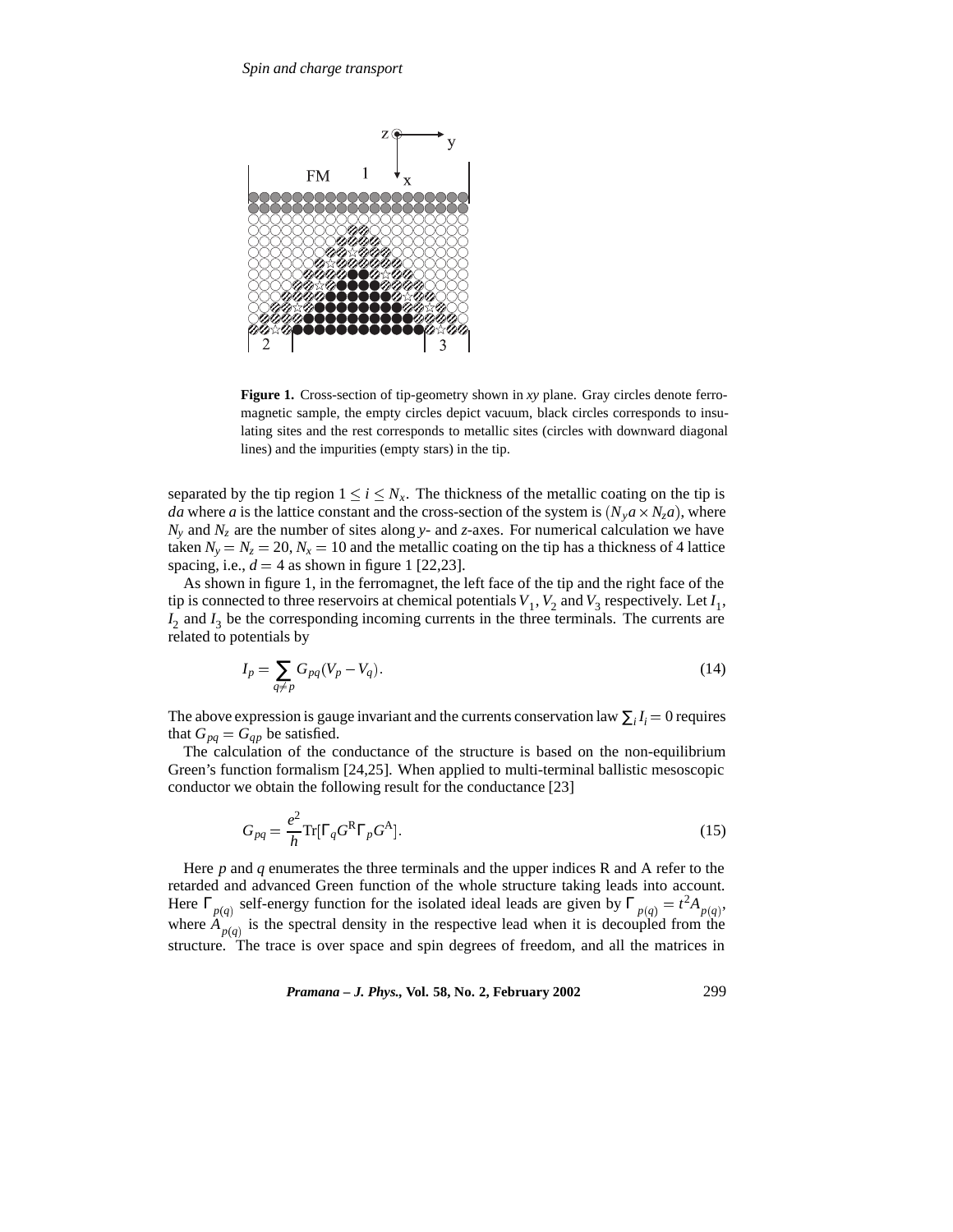**Figure 1.** Cross-section of tip-geometry shown in $xy$ plane. Gray circles denote ferromagnetic sample, the empty circles depict vacuum, black circles corresponds to insulating sites and the rest corresponds to metallic sites (circles with downward diagonal lines) and the impurities (empty stars) in the tip.

separated by the tip region $1 \leq i \leq N_x$. The thickness of the metallic coating on the tip is $da$ where $a$ is the lattice constant and the cross-section of the system is $(N_y a \times N_z a)$, where $N_y$ and $N_z$ are the number of sites along $y$- and $z$-axes. For numerical calculation we have taken $N_y = N_z = 20$, $N_x = 10$ and the metallic coating on the tip has a thickness of 4 lattice spacing, i.e., $d = 4$ as shown in figure 1 [22,23].

As shown in figure 1, in the ferromagnet, the left face of the tip and the right face of the tip is connected to three reservoirs at chemical potentials $V_1$, $V_2$ and $V_3$ respectively. Let $I_1$, $I_2$ and $I_3$ be the corresponding incoming currents in the three terminals. The currents are related to potentials by

$$I_p = \sum_{q \neq p} G_{pq}(V_p - V_q). \tag{14}$$

The above expression is gauge invariant and the currents conservation law $\sum_i I_i = 0$ requires that $G_{pq} = G_{qp}$ be satisfied.

The calculation of the conductance of the structure is based on the non-equilibrium Green's function formalism [24,25]. When applied to multi-terminal ballistic mesoscopic conductor we obtain the following result for the conductance [23]

$$G_{pq} = \frac{e^2}{h} \mathrm{Tr}[\Gamma_q G^{\mathrm{R}} \Gamma_p G^{\mathrm{A}}]. \tag{15}$$

Here $p$ and $q$ enumerates the three terminals and the upper indices R and A refer to the retarded and advanced Green function of the whole structure taking leads into account. Here $\Gamma_{p(q)}$ self-energy function for the isolated ideal leads are given by $\Gamma_{p(q)} = t^2 A_{p(q)}$, where $A_{p(q)}$ is the spectral density in the respective lead when it is decoupled from the structure. The trace is over space and spin degrees of freedom, and all the matrices in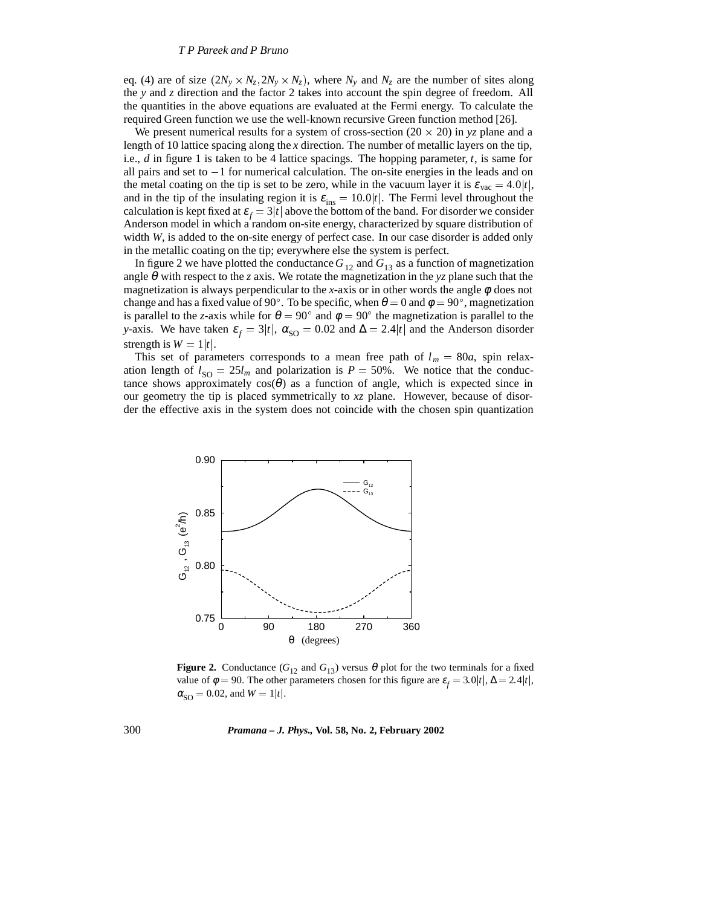eq. (4) are of size $(2N_y \times N_z, 2N_y \times N_z)$, where $N_y$ and $N_z$ are the number of sites along the $y$ and $z$ direction and the factor 2 takes into account the spin degree of freedom. All the quantities in the above equations are evaluated at the Fermi energy. To calculate the required Green function we use the well-known recursive Green function method [26].

We present numerical results for a system of cross-section $(20 \times 20)$ in $yz$ plane and a length of 10 lattice spacing along the $x$ direction. The number of metallic layers on the tip, i.e., $d$ in figure 1 is taken to be 4 lattice spacings. The hopping parameter, $t$, is same for all pairs and set to $-1$ for numerical calculation. The on-site energies in the leads and on the metal coating on the tip is set to be zero, while in the vacuum layer it is $\varepsilon_{\mathrm{vac}} = 4.0|t|$, and in the tip of the insulating region it is $\varepsilon_{\mathrm{ins}} = 10.0|t|$. The Fermi level throughout the calculation is kept fixed at $\varepsilon_f = 3|t|$ above the bottom of the band. For disorder we consider Anderson model in which a random on-site energy, characterized by square distribution of width $W$, is added to the on-site energy of perfect case. In our case disorder is added only in the metallic coating on the tip; everywhere else the system is perfect.

In figure 2 we have plotted the conductance $G_{12}$ and $G_{13}$ as a function of magnetization angle $\theta$ with respect to the $z$ axis. We rotate the magnetization in the $yz$ plane such that the magnetization is always perpendicular to the $x$-axis or in other words the angle $\phi$ does not change and has a fixed value of $90^\circ$. To be specific, when $\theta = 0$ and $\phi = 90^\circ$, magnetization is parallel to the $z$-axis while for $\theta = 90^\circ$ and $\phi = 90^\circ$ the magnetization is parallel to the $y$-axis. We have taken $\varepsilon_f = 3|t|$, $\alpha_{\mathrm{SO}} = 0.02$ and $\Delta = 2.4|t|$ and the Anderson disorder strength is $W = 1|t|$.

This set of parameters corresponds to a mean free path of $l_m = 80a$, spin relaxation length of $l_{\mathrm{SO}} = 25 l_m$ and polarization is $P = 50\%$. We notice that the conductance shows approximately $\cos(\theta)$ as a function of angle, which is expected since in our geometry the tip is placed symmetrically to $xz$ plane. However, because of disorder the effective axis in the system does not coincide with the chosen spin quantization

**Figure 2.** Conductance ($G_{12}$ and $G_{13}$) versus $\theta$ plot for the two terminals for a fixed value of $\phi = 90$. The other parameters chosen for this figure are $\varepsilon_f = 3.0|t|$, $\Delta = 2.4|t|$, $\alpha_{\mathrm{SO}} = 0.02$, and $W = 1|t|$.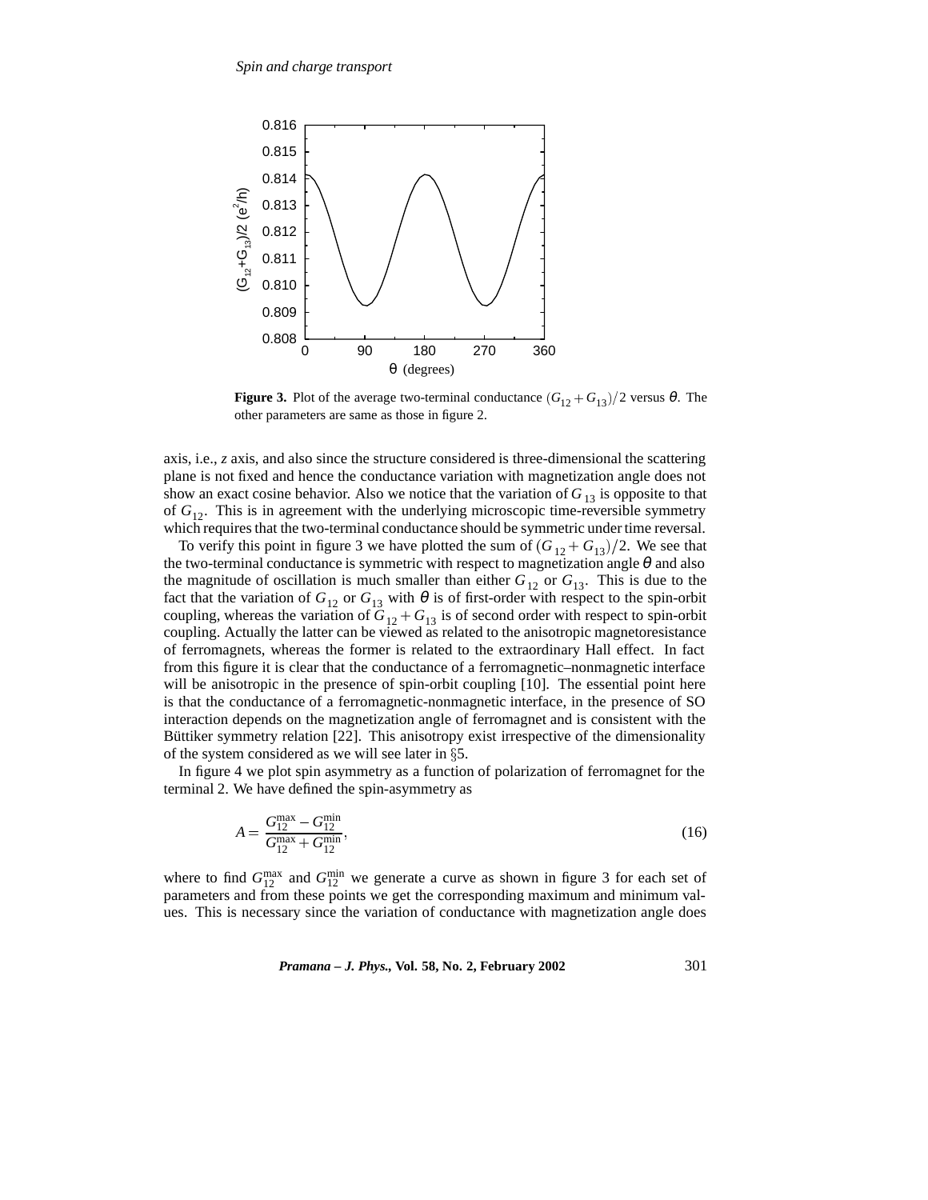**Figure 3.** Plot of the average two-terminal conductance $(G_{12}+G_{13})/2$ versus $\theta$. The other parameters are same as those in figure 2.

axis, i.e., *z* axis, and also since the structure considered is three-dimensional the scattering plane is not fixed and hence the conductance variation with magnetization angle does not show an exact cosine behavior. Also we notice that the variation of $G_{13}$ is opposite to that of $G_{12}$. This is in agreement with the underlying microscopic time-reversible symmetry which requires that the two-terminal conductance should be symmetric under time reversal.

To verify this point in figure 3 we have plotted the sum of $(G_{12}+G_{13})/2$. We see that the two-terminal conductance is symmetric with respect to magnetization angle $\theta$ and also the magnitude of oscillation is much smaller than either $G_{12}$ or $G_{13}$. This is due to the fact that the variation of $G_{12}$ or $G_{13}$ with $\theta$ is of first-order with respect to the spin-orbit coupling, whereas the variation of $G_{12}+G_{13}$ is of second order with respect to spin-orbit coupling. Actually the latter can be viewed as related to the anisotropic magnetoresistance of ferromagnets, whereas the former is related to the extraordinary Hall effect. In fact from this figure it is clear that the conductance of a ferromagnetic–nonmagnetic interface will be anisotropic in the presence of spin-orbit coupling [10]. The essential point here is that the conductance of a ferromagnetic-nonmagnetic interface, in the presence of SO interaction depends on the magnetization angle of ferromagnet and is consistent with the Büttiker symmetry relation [22]. This anisotropy exist irrespective of the dimensionality of the system considered as we will see later in §5.

In figure 4 we plot spin asymmetry as a function of polarization of ferromagnet for the terminal 2. We have defined the spin-asymmetry as

$$A=\frac{G_{12}^{\max}-G_{12}^{\min}}{G_{12}^{\max}+G_{12}^{\min}}, \tag{16}$$

where to find $G_{12}^{\max}$ and $G_{12}^{\min}$ we generate a curve as shown in figure 3 for each set of parameters and from these points we get the corresponding maximum and minimum values. This is necessary since the variation of conductance with magnetization angle does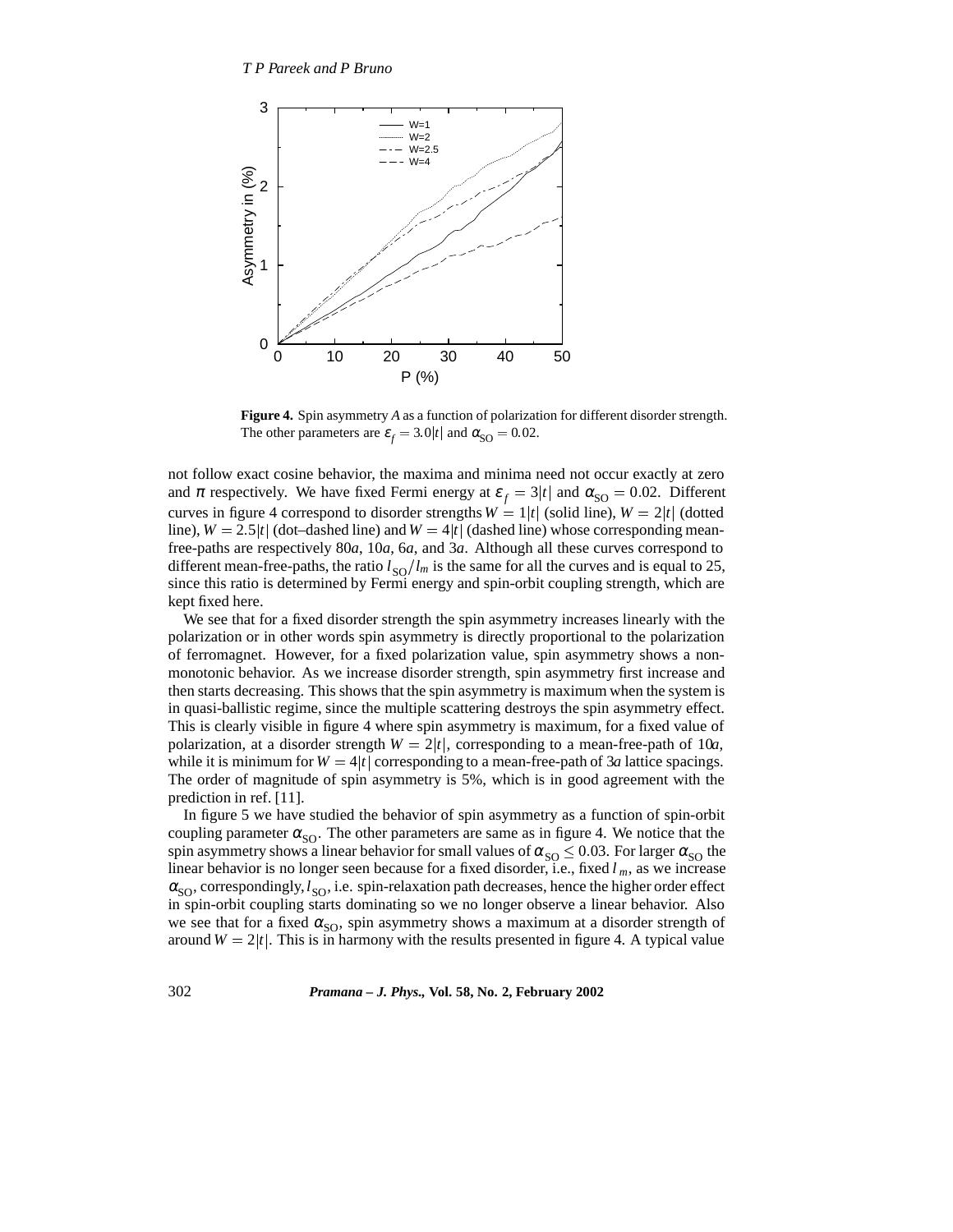**Figure 4.** Spin asymmetry $A$ as a function of polarization for different disorder strength. The other parameters are $\varepsilon_f = 3.0|t|$ and $\alpha_{\rm SO} = 0.02$.

not follow exact cosine behavior, the maxima and minima need not occur exactly at zero and $\pi$ respectively. We have fixed Fermi energy at $\varepsilon_f = 3|t|$ and $\alpha_{\rm SO} = 0.02$. Different curves in figure 4 correspond to disorder strengths $W = 1|t|$ (solid line), $W = 2|t|$ (dotted line), $W = 2.5|t|$ (dot–dashed line) and $W = 4|t|$ (dashed line) whose corresponding mean-free-paths are respectively $80a$, $10a$, $6a$, and $3a$. Although all these curves correspond to different mean-free-paths, the ratio $l_{\rm SO}/l_m$ is the same for all the curves and is equal to 25, since this ratio is determined by Fermi energy and spin-orbit coupling strength, which are kept fixed here.

We see that for a fixed disorder strength the spin asymmetry increases linearly with the polarization or in other words spin asymmetry is directly proportional to the polarization of ferromagnet. However, for a fixed polarization value, spin asymmetry shows a non-monotonic behavior. As we increase disorder strength, spin asymmetry first increase and then starts decreasing. This shows that the spin asymmetry is maximum when the system is in quasi-ballistic regime, since the multiple scattering destroys the spin asymmetry effect. This is clearly visible in figure 4 where spin asymmetry is maximum, for a fixed value of polarization, at a disorder strength $W = 2|t|$, corresponding to a mean-free-path of $10a$, while it is minimum for $W = 4|t|$ corresponding to a mean-free-path of $3a$ lattice spacings. The order of magnitude of spin asymmetry is 5%, which is in good agreement with the prediction in ref. [11].

In figure 5 we have studied the behavior of spin asymmetry as a function of spin-orbit coupling parameter $\alpha_{\rm SO}$. The other parameters are same as in figure 4. We notice that the spin asymmetry shows a linear behavior for small values of $\alpha_{\rm SO} \leq 0.03$. For larger $\alpha_{\rm SO}$ the linear behavior is no longer seen because for a fixed disorder, i.e., fixed $l_m$, as we increase $\alpha_{\rm SO}$, correspondingly, $l_{\rm SO}$, i.e. spin-relaxation path decreases, hence the higher order effect in spin-orbit coupling starts dominating so we no longer observe a linear behavior. Also we see that for a fixed $\alpha_{\rm SO}$, spin asymmetry shows a maximum at a disorder strength of around $W = 2|t|$. This is in harmony with the results presented in figure 4. A typical value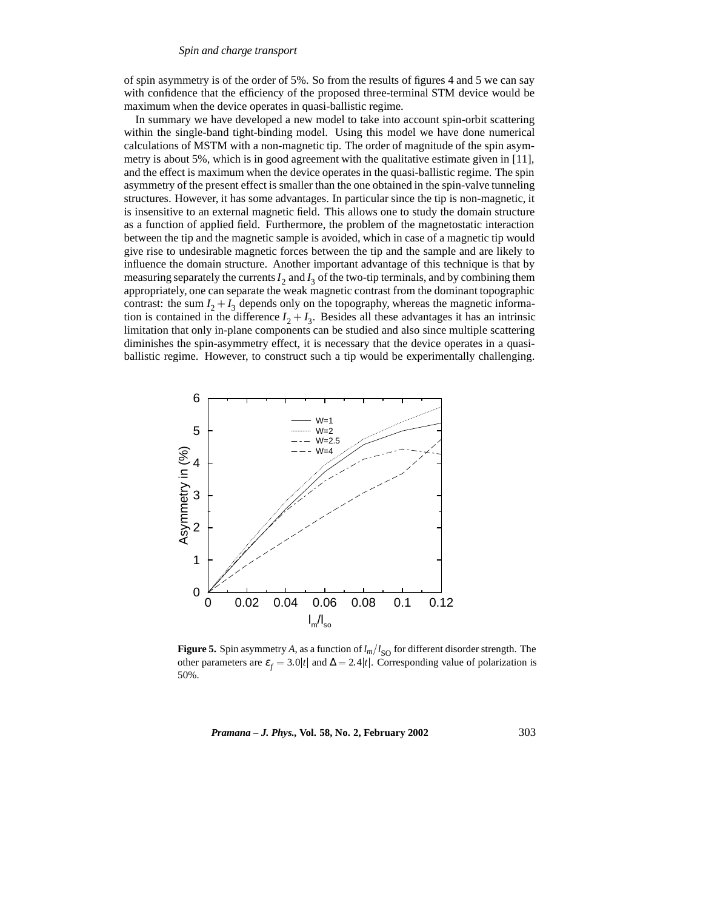of spin asymmetry is of the order of 5%. So from the results of figures 4 and 5 we can say with confidence that the efficiency of the proposed three-terminal STM device would be maximum when the device operates in quasi-ballistic regime.

In summary we have developed a new model to take into account spin-orbit scattering within the single-band tight-binding model. Using this model we have done numerical calculations of MSTM with a non-magnetic tip. The order of magnitude of the spin asymmetry is about 5%, which is in good agreement with the qualitative estimate given in [11], and the effect is maximum when the device operates in the quasi-ballistic regime. The spin asymmetry of the present effect is smaller than the one obtained in the spin-valve tunneling structures. However, it has some advantages. In particular since the tip is non-magnetic, it is insensitive to an external magnetic field. This allows one to study the domain structure as a function of applied field. Furthermore, the problem of the magnetostatic interaction between the tip and the magnetic sample is avoided, which in case of a magnetic tip would give rise to undesirable magnetic forces between the tip and the sample and are likely to influence the domain structure. Another important advantage of this technique is that by measuring separately the currents $I_2$ and $I_3$ of the two-tip terminals, and by combining them appropriately, one can separate the weak magnetic contrast from the dominant topographic contrast: the sum $I_2 + I_3$ depends only on the topography, whereas the magnetic information is contained in the difference $I_2 + I_3$. Besides all these advantages it has an intrinsic limitation that only in-plane components can be studied and also since multiple scattering diminishes the spin-asymmetry effect, it is necessary that the device operates in a quasi-ballistic regime. However, to construct such a tip would be experimentally challenging.

**Figure 5.** Spin asymmetry $A$, as a function of $l_m/l_{\rm SO}$ for different disorder strength. The other parameters are $\varepsilon_f = 3.0|t|$ and $\Delta = 2.4|t|$. Corresponding value of polarization is 50%.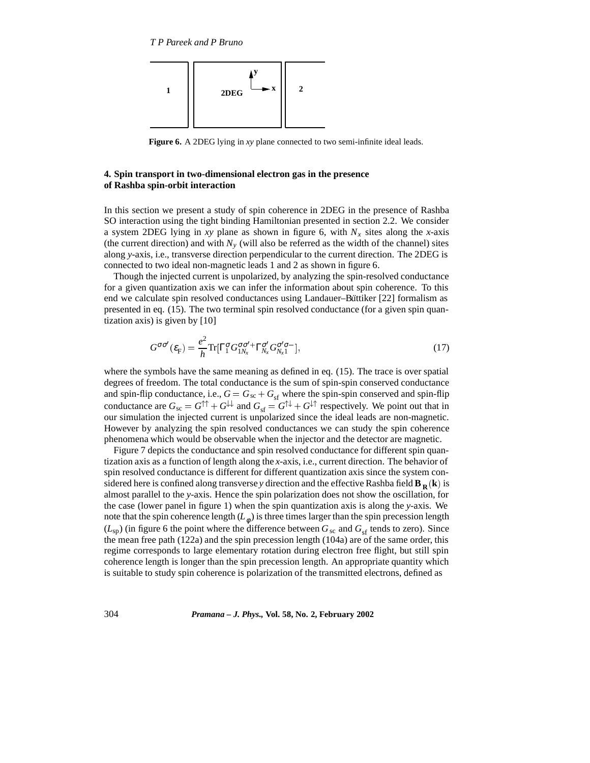Figure 6. A 2DEG lying in $xy$ plane connected to two semi-infinite ideal leads.

## 4. Spin transport in two-dimensional electron gas in the presence of Rashba spin-orbit interaction

In this section we present a study of spin coherence in 2DEG in the presence of Rashba SO interaction using the tight binding Hamiltonian presented in section 2.2. We consider a system 2DEG lying in $xy$ plane as shown in figure 6, with $N_x$ sites along the $x$-axis (the current direction) and with $N_y$ (will also be referred as the width of the channel) sites along $y$-axis, i.e., transverse direction perpendicular to the current direction. The 2DEG is connected to two ideal non-magnetic leads 1 and 2 as shown in figure 6.

Though the injected current is unpolarized, by analyzing the spin-resolved conductance for a given quantization axis we can infer the information about spin coherence. To this end we calculate spin resolved conductances using Landauer–Bűttiker [22] formalism as presented in eq. (15). The two terminal spin resolved conductance (for a given spin quantization axis) is given by [10]

$$G^{\sigma\sigma'}(\varepsilon_{\mathrm{F}}) = \frac{e^2}{h}\mathrm{Tr}[\Gamma_1^{\sigma} G_{1N_x}^{\sigma\sigma'+} \Gamma_{N_x}^{\sigma'} G_{N_x 1}^{\sigma'\sigma-}], \tag{17}$$

where the symbols have the same meaning as defined in eq. (15). The trace is over spatial degrees of freedom. The total conductance is the sum of spin-spin conserved conductance and spin-flip conductance, i.e., $G = G_{\mathrm{sc}} + G_{\mathrm{sf}}$ where the spin-spin conserved and spin-flip conductance are $G_{\mathrm{sc}} = G^{\uparrow\uparrow} + G^{\downarrow\downarrow}$ and $G_{\mathrm{sf}} = G^{\uparrow\downarrow} + G^{\downarrow\uparrow}$ respectively. We point out that in our simulation the injected current is unpolarized since the ideal leads are non-magnetic. However by analyzing the spin resolved conductances we can study the spin coherence phenomena which would be observable when the injector and the detector are magnetic.

Figure 7 depicts the conductance and spin resolved conductance for different spin quantization axis as a function of length along the $x$-axis, i.e., current direction. The behavior of spin resolved conductance is different for different quantization axis since the system considered here is confined along transverse $y$ direction and the effective Rashba field $\mathbf{B}_{\mathbf{R}}(\mathbf{k})$ is almost parallel to the $y$-axis. Hence the spin polarization does not show the oscillation, for the case (lower panel in figure 1) when the spin quantization axis is along the $y$-axis. We note that the spin coherence length ($L_{\varphi}$) is three times larger than the spin precession length ($L_{\mathrm{sp}}$) (in figure 6 the point where the difference between $G_{\mathrm{sc}}$ and $G_{\mathrm{sf}}$ tends to zero). Since the mean free path (122a) and the spin precession length (104a) are of the same order, this regime corresponds to large elementary rotation during electron free flight, but still spin coherence length is longer than the spin precession length. An appropriate quantity which is suitable to study spin coherence is polarization of the transmitted electrons, defined as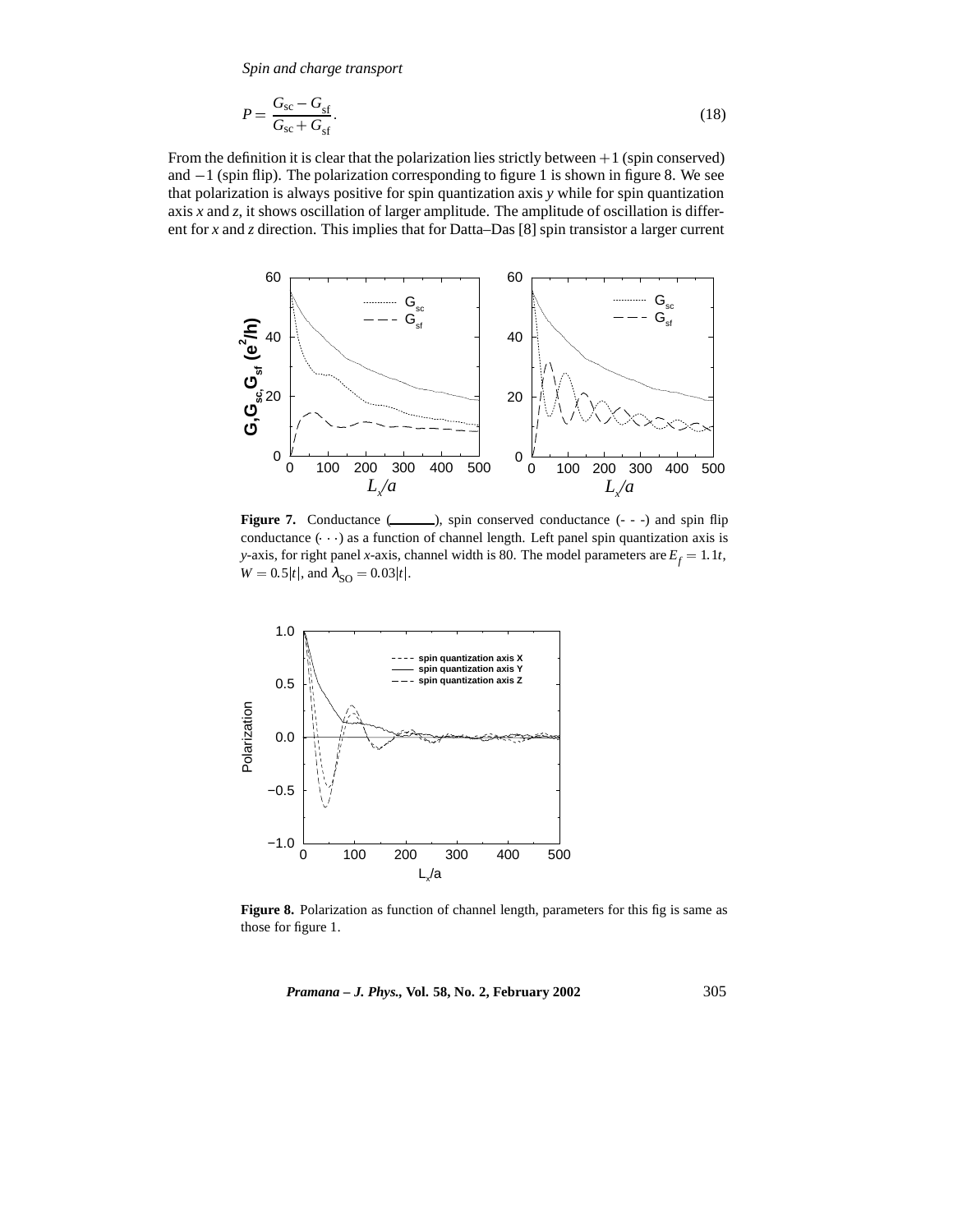$$P = \frac{G_{\rm sc} - G_{\rm sf}}{G_{\rm sc} + G_{\rm sf}}. \tag{18}$$

From the definition it is clear that the polarization lies strictly between $+1$ (spin conserved) and $-1$ (spin flip). The polarization corresponding to figure 1 is shown in figure 8. We see that polarization is always positive for spin quantization axis $y$ while for spin quantization axis $x$ and $z$, it shows oscillation of larger amplitude. The amplitude of oscillation is different for $x$ and $z$ direction. This implies that for Datta–Das [8] spin transistor a larger current

**Figure 7.** Conductance (——), spin conserved conductance (- - -) and spin flip conductance ($\cdots$) as a function of channel length. Left panel spin quantization axis is $y$-axis, for right panel $x$-axis, channel width is 80. The model parameters are $E_f = 1.1t$, $W = 0.5|t|$, and $\lambda_{\rm SO} = 0.03|t|$.

**Figure 8.** Polarization as function of channel length, parameters for this fig is same as those for figure 1.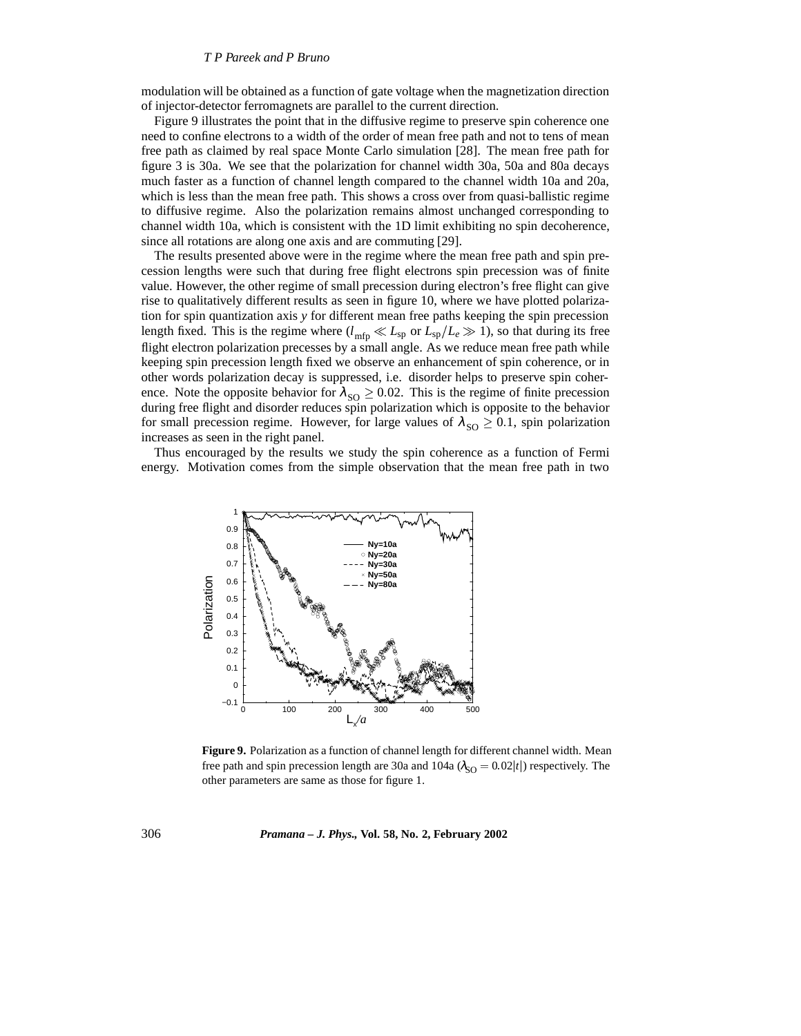modulation will be obtained as a function of gate voltage when the magnetization direction of injector-detector ferromagnets are parallel to the current direction.

Figure 9 illustrates the point that in the diffusive regime to preserve spin coherence one need to confine electrons to a width of the order of mean free path and not to tens of mean free path as claimed by real space Monte Carlo simulation [28]. The mean free path for figure 3 is 30a. We see that the polarization for channel width 30a, 50a and 80a decays much faster as a function of channel length compared to the channel width 10a and 20a, which is less than the mean free path. This shows a cross over from quasi-ballistic regime to diffusive regime. Also the polarization remains almost unchanged corresponding to channel width 10a, which is consistent with the 1D limit exhibiting no spin decoherence, since all rotations are along one axis and are commuting [29].

The results presented above were in the regime where the mean free path and spin precession lengths were such that during free flight electrons spin precession was of finite value. However, the other regime of small precession during electron's free flight can give rise to qualitatively different results as seen in figure 10, where we have plotted polarization for spin quantization axis $y$ for different mean free paths keeping the spin precession length fixed. This is the regime where ($l_{\mathrm{mfp}} \ll L_{\mathrm{sp}}$ or $L_{\mathrm{sp}}/L_e \gg 1$), so that during its free flight electron polarization precesses by a small angle. As we reduce mean free path while keeping spin precession length fixed we observe an enhancement of spin coherence, or in other words polarization decay is suppressed, i.e. disorder helps to preserve spin coherence. Note the opposite behavior for $\lambda_{\mathrm{SO}} \geq 0.02$. This is the regime of finite precession during free flight and disorder reduces spin polarization which is opposite to the behavior for small precession regime. However, for large values of $\lambda_{\mathrm{SO}} \geq 0.1$, spin polarization increases as seen in the right panel.

Thus encouraged by the results we study the spin coherence as a function of Fermi energy. Motivation comes from the simple observation that the mean free path in two

**Figure 9.** Polarization as a function of channel length for different channel width. Mean free path and spin precession length are 30a and 104a ($\lambda_{\mathrm{SO}} = 0.02|t|$) respectively. The other parameters are same as those for figure 1.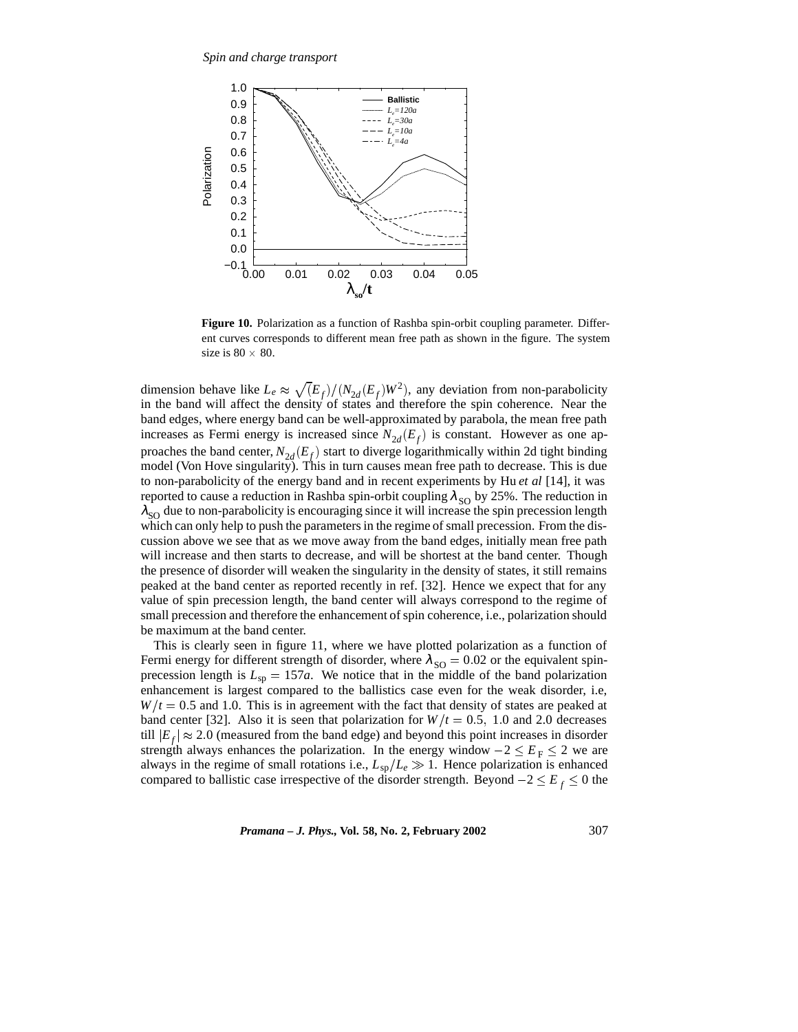**Figure 10.** Polarization as a function of Rashba spin-orbit coupling parameter. Different curves corresponds to different mean free path as shown in the figure. The system size is $80 \times 80$.

dimension behave like $L_e \approx \sqrt{(}E_f)/(N_{2d}(E_f)W^2)$, any deviation from non-parabolicity in the band will affect the density of states and therefore the spin coherence. Near the band edges, where energy band can be well-approximated by parabola, the mean free path increases as Fermi energy is increased since $N_{2d}(E_f)$ is constant. However as one approaches the band center, $N_{2d}(E_f)$ start to diverge logarithmically within 2d tight binding model (Von Hove singularity). This in turn causes mean free path to decrease. This is due to non-parabolicity of the energy band and in recent experiments by Hu *et al* [14], it was reported to cause a reduction in Rashba spin-orbit coupling $\lambda_{\rm SO}$ by 25%. The reduction in $\lambda_{\rm SO}$ due to non-parabolicity is encouraging since it will increase the spin precession length which can only help to push the parameters in the regime of small precession. From the discussion above we see that as we move away from the band edges, initially mean free path will increase and then starts to decrease, and will be shortest at the band center. Though the presence of disorder will weaken the singularity in the density of states, it still remains peaked at the band center as reported recently in ref. [32]. Hence we expect that for any value of spin precession length, the band center will always correspond to the regime of small precession and therefore the enhancement of spin coherence, i.e., polarization should be maximum at the band center.

This is clearly seen in figure 11, where we have plotted polarization as a function of Fermi energy for different strength of disorder, where $\lambda_{\rm SO} = 0.02$ or the equivalent spin-precession length is $L_{\rm sp} = 157a$. We notice that in the middle of the band polarization enhancement is largest compared to the ballistics case even for the weak disorder, i.e, $W/t = 0.5$ and 1.0. This is in agreement with the fact that density of states are peaked at band center [32]. Also it is seen that polarization for $W/t = 0.5,\ 1.0$ and 2.0 decreases till $|E_f| \approx 2.0$ (measured from the band edge) and beyond this point increases in disorder strength always enhances the polarization. In the energy window $-2 \leq E_{\rm F} \leq 2$ we are always in the regime of small rotations i.e., $L_{\rm sp}/L_e \gg 1$. Hence polarization is enhanced compared to ballistic case irrespective of the disorder strength. Beyond $-2 \leq E_f \leq 0$ the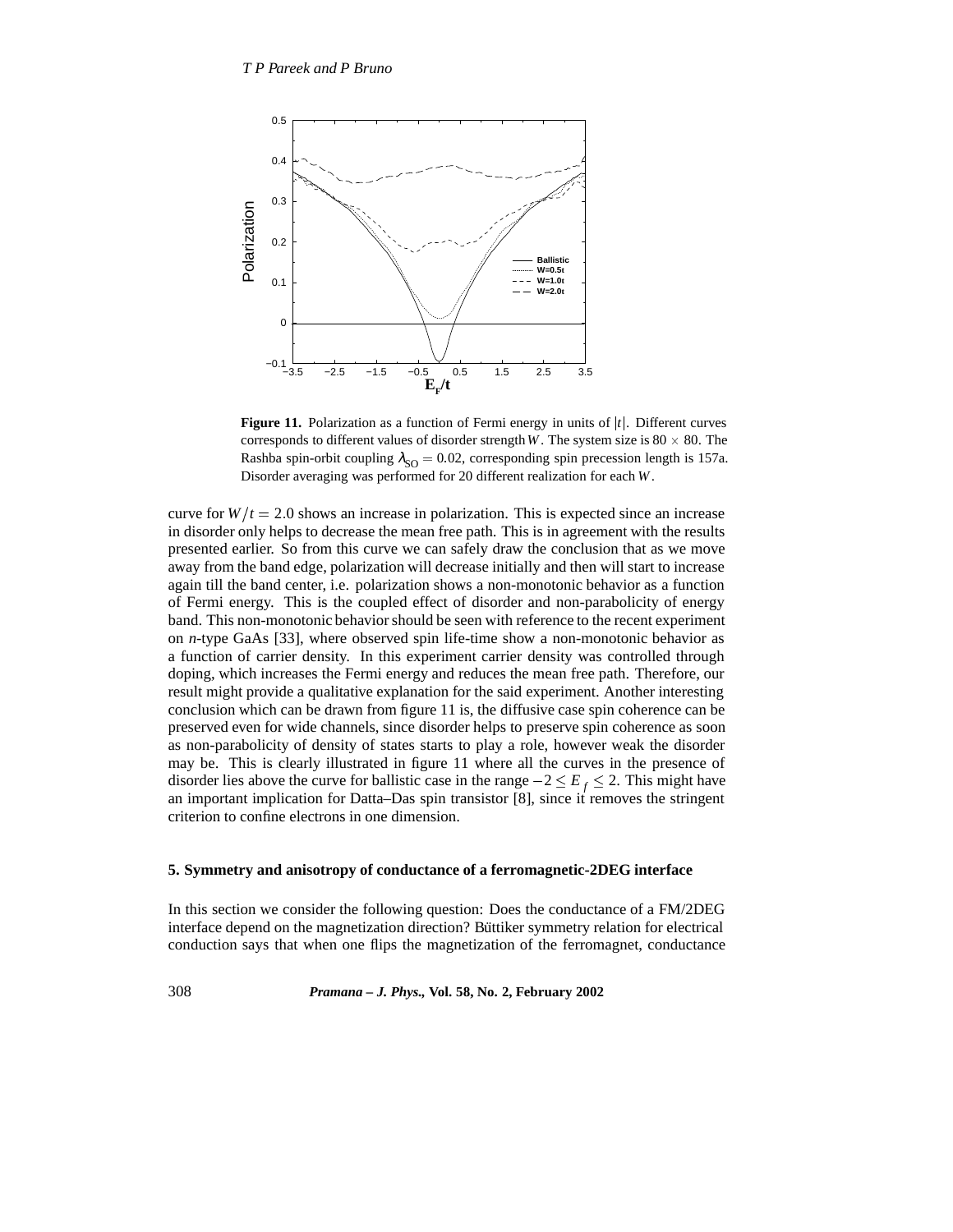**Figure 11.** Polarization as a function of Fermi energy in units of $|t|$. Different curves corresponds to different values of disorder strength $W$. The system size is $80 \times 80$. The Rashba spin-orbit coupling $\lambda_{\rm SO} = 0.02$, corresponding spin precession length is 157a. Disorder averaging was performed for 20 different realization for each $W$.

curve for $W/t = 2.0$ shows an increase in polarization. This is expected since an increase in disorder only helps to decrease the mean free path. This is in agreement with the results presented earlier. So from this curve we can safely draw the conclusion that as we move away from the band edge, polarization will decrease initially and then will start to increase again till the band center, i.e. polarization shows a non-monotonic behavior as a function of Fermi energy. This is the coupled effect of disorder and non-parabolicity of energy band. This non-monotonic behavior should be seen with reference to the recent experiment on *n*-type GaAs [33], where observed spin life-time show a non-monotonic behavior as a function of carrier density. In this experiment carrier density was controlled through doping, which increases the Fermi energy and reduces the mean free path. Therefore, our result might provide a qualitative explanation for the said experiment. Another interesting conclusion which can be drawn from figure 11 is, the diffusive case spin coherence can be preserved even for wide channels, since disorder helps to preserve spin coherence as soon as non-parabolicity of density of states starts to play a role, however weak the disorder may be. This is clearly illustrated in figure 11 where all the curves in the presence of disorder lies above the curve for ballistic case in the range $-2 \leq E_f \leq 2$. This might have an important implication for Datta–Das spin transistor [8], since it removes the stringent criterion to confine electrons in one dimension.

## 5. Symmetry and anisotropy of conductance of a ferromagnetic-2DEG interface

In this section we consider the following question: Does the conductance of a FM/2DEG interface depend on the magnetization direction? Büttiker symmetry relation for electrical conduction says that when one flips the magnetization of the ferromagnet, conductance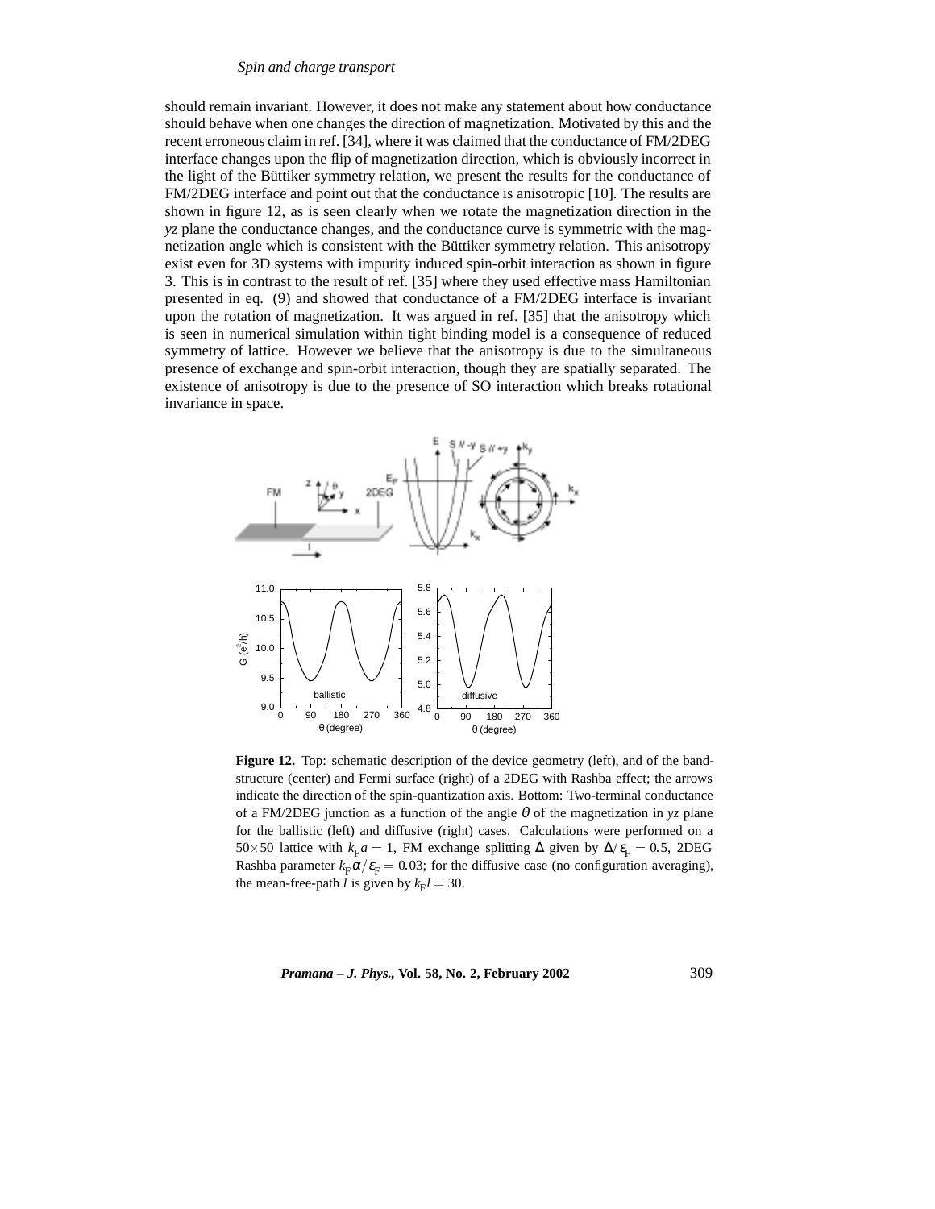should remain invariant. However, it does not make any statement about how conductance should behave when one changes the direction of magnetization. Motivated by this and the recent erroneous claim in ref. [34], where it was claimed that the conductance of FM/2DEG interface changes upon the flip of magnetization direction, which is obviously incorrect in the light of the Büttiker symmetry relation, we present the results for the conductance of FM/2DEG interface and point out that the conductance is anisotropic [10]. The results are shown in figure 12, as is seen clearly when we rotate the magnetization direction in the *yz* plane the conductance changes, and the conductance curve is symmetric with the magnetization angle which is consistent with the Büttiker symmetry relation. This anisotropy exist even for 3D systems with impurity induced spin-orbit interaction as shown in figure 3. This is in contrast to the result of ref. [35] where they used effective mass Hamiltonian presented in eq. (9) and showed that conductance of a FM/2DEG interface is invariant upon the rotation of magnetization. It was argued in ref. [35] that the anisotropy which is seen in numerical simulation within tight binding model is a consequence of reduced symmetry of lattice. However we believe that the anisotropy is due to the simultaneous presence of exchange and spin-orbit interaction, though they are spatially separated. The existence of anisotropy is due to the presence of SO interaction which breaks rotational invariance in space.

**Figure 12.** Top: schematic description of the device geometry (left), and of the band-structure (center) and Fermi surface (right) of a 2DEG with Rashba effect; the arrows indicate the direction of the spin-quantization axis. Bottom: Two-terminal conductance of a FM/2DEG junction as a function of the angle $\theta$ of the magnetization in *yz* plane for the ballistic (left) and diffusive (right) cases. Calculations were performed on a $50\times 50$ lattice with $k_F a = 1$, FM exchange splitting $\Delta$ given by $\Delta/\varepsilon_F = 0.5$, 2DEG Rashba parameter $k_F\alpha/\varepsilon_F = 0.03$; for the diffusive case (no configuration averaging), the mean-free-path $l$ is given by $k_F l = 30$.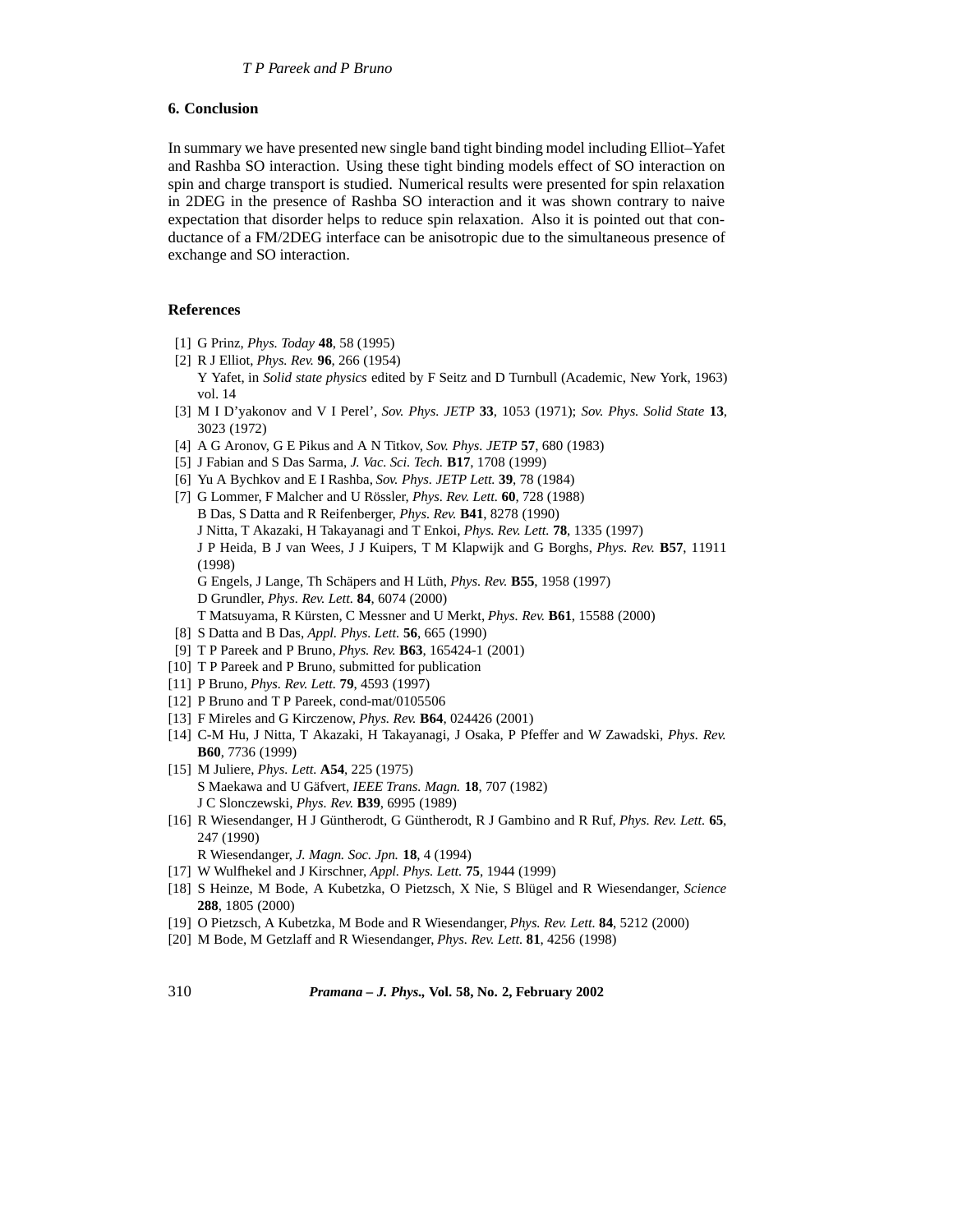## 6. Conclusion

In summary we have presented new single band tight binding model including Elliot–Yafet and Rashba SO interaction. Using these tight binding models effect of SO interaction on spin and charge transport is studied. Numerical results were presented for spin relaxation in 2DEG in the presence of Rashba SO interaction and it was shown contrary to naive expectation that disorder helps to reduce spin relaxation. Also it is pointed out that conductance of a FM/2DEG interface can be anisotropic due to the simultaneous presence of exchange and SO interaction.

## References

[1] G Prinz, *Phys. Today* **48**, 58 (1995)

[2] R J Elliot, *Phys. Rev.* **96**, 266 (1954)
Y Yafet, in *Solid state physics* edited by F Seitz and D Turnbull (Academic, New York, 1963) vol. 14

[3] M I D'yakonov and V I Perel', *Sov. Phys. JETP* **33**, 1053 (1971); *Sov. Phys. Solid State* **13**, 3023 (1972)

[4] A G Aronov, G E Pikus and A N Titkov, *Sov. Phys. JETP* **57**, 680 (1983)

[5] J Fabian and S Das Sarma, *J. Vac. Sci. Tech.* **B17**, 1708 (1999)

[6] Yu A Bychkov and E I Rashba, *Sov. Phys. JETP Lett.* **39**, 78 (1984)

[7] G Lommer, F Malcher and U Rössler, *Phys. Rev. Lett.* **60**, 728 (1988)
B Das, S Datta and R Reifenberger, *Phys. Rev.* **B41**, 8278 (1990)
J Nitta, T Akazaki, H Takayanagi and T Enkoi, *Phys. Rev. Lett.* **78**, 1335 (1997)
J P Heida, B J van Wees, J J Kuipers, T M Klapwijk and G Borghs, *Phys. Rev.* **B57**, 11911 (1998)
G Engels, J Lange, Th Schäpers and H Lüth, *Phys. Rev.* **B55**, 1958 (1997)
D Grundler, *Phys. Rev. Lett.* **84**, 6074 (2000)
T Matsuyama, R Kürsten, C Messner and U Merkt, *Phys. Rev.* **B61**, 15588 (2000)

[8] S Datta and B Das, *Appl. Phys. Lett.* **56**, 665 (1990)

[9] T P Pareek and P Bruno, *Phys. Rev.* **B63**, 165424-1 (2001)

[10] T P Pareek and P Bruno, submitted for publication

[11] P Bruno, *Phys. Rev. Lett.* **79**, 4593 (1997)

[12] P Bruno and T P Pareek, cond-mat/0105506

[13] F Mireles and G Kirczenow, *Phys. Rev.* **B64**, 024426 (2001)

[14] C-M Hu, J Nitta, T Akazaki, H Takayanagi, J Osaka, P Pfeffer and W Zawadski, *Phys. Rev.* **B60**, 7736 (1999)

[15] M Juliere, *Phys. Lett.* **A54**, 225 (1975)
S Maekawa and U Gäfvert, *IEEE Trans. Magn.* **18**, 707 (1982)
J C Slonczewski, *Phys. Rev.* **B39**, 6995 (1989)

[16] R Wiesendanger, H J Güntherodt, G Güntherodt, R J Gambino and R Ruf, *Phys. Rev. Lett.* **65**, 247 (1990)
R Wiesendanger, *J. Magn. Soc. Jpn.* **18**, 4 (1994)

[17] W Wulfhekel and J Kirschner, *Appl. Phys. Lett.* **75**, 1944 (1999)

[18] S Heinze, M Bode, A Kubetzka, O Pietzsch, X Nie, S Blügel and R Wiesendanger, *Science* **288**, 1805 (2000)

[19] O Pietzsch, A Kubetzka, M Bode and R Wiesendanger, *Phys. Rev. Lett.* **84**, 5212 (2000)

[20] M Bode, M Getzlaff and R Wiesendanger, *Phys. Rev. Lett.* **81**, 4256 (1998)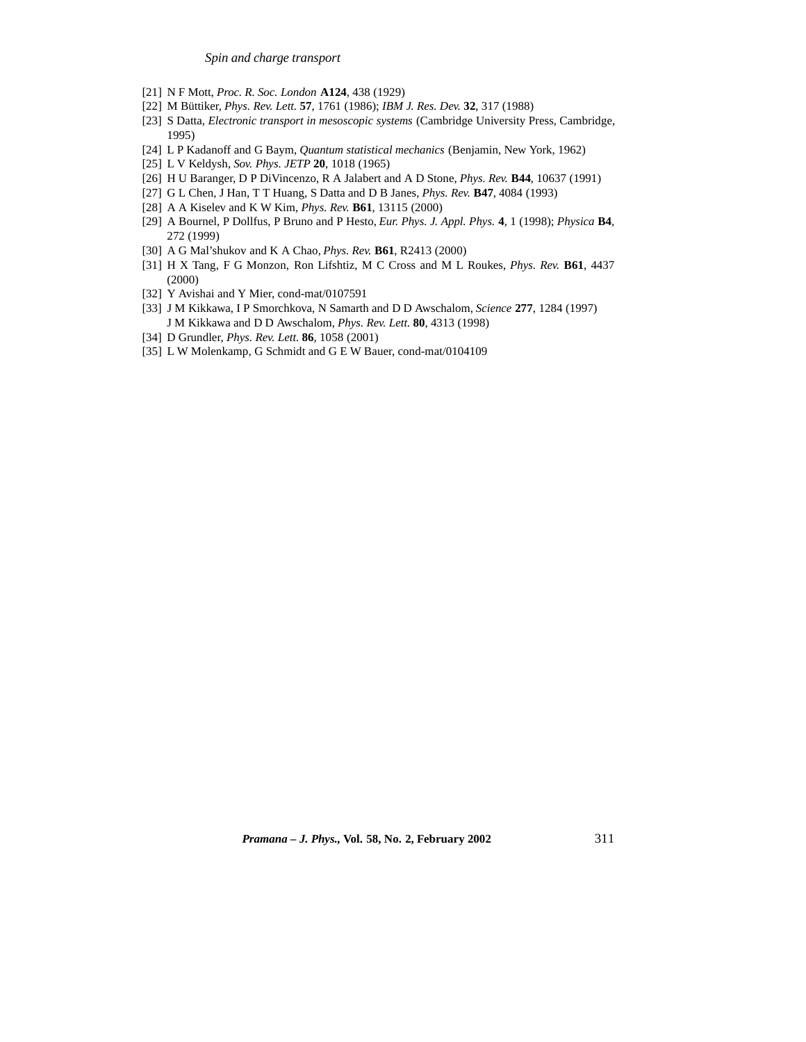[21] N F Mott, *Proc. R. Soc. London* **A124**, 438 (1929)
[22] M Büttiker, *Phys. Rev. Lett.* **57**, 1761 (1986); *IBM J. Res. Dev.* **32**, 317 (1988)
[23] S Datta, *Electronic transport in mesoscopic systems* (Cambridge University Press, Cambridge, 1995)
[24] L P Kadanoff and G Baym, *Quantum statistical mechanics* (Benjamin, New York, 1962)
[25] L V Keldysh, *Sov. Phys. JETP* **20**, 1018 (1965)
[26] H U Baranger, D P DiVincenzo, R A Jalabert and A D Stone, *Phys. Rev.* **B44**, 10637 (1991)
[27] G L Chen, J Han, T T Huang, S Datta and D B Janes, *Phys. Rev.* **B47**, 4084 (1993)
[28] A A Kiselev and K W Kim, *Phys. Rev.* **B61**, 13115 (2000)
[29] A Bournel, P Dollfus, P Bruno and P Hesto, *Eur. Phys. J. Appl. Phys.* **4**, 1 (1998); *Physica* **B4**, 272 (1999)
[30] A G Mal'shukov and K A Chao, *Phys. Rev.* **B61**, R2413 (2000)
[31] H X Tang, F G Monzon, Ron Lifshtiz, M C Cross and M L Roukes, *Phys. Rev.* **B61**, 4437 (2000)
[32] Y Avishai and Y Mier, cond-mat/0107591
[33] J M Kikkawa, I P Smorchkova, N Samarth and D D Awschalom, *Science* **277**, 1284 (1997)
J M Kikkawa and D D Awschalom, *Phys. Rev. Lett.* **80**, 4313 (1998)
[34] D Grundler, *Phys. Rev. Lett.* **86**, 1058 (2001)
[35] L W Molenkamp, G Schmidt and G E W Bauer, cond-mat/0104109